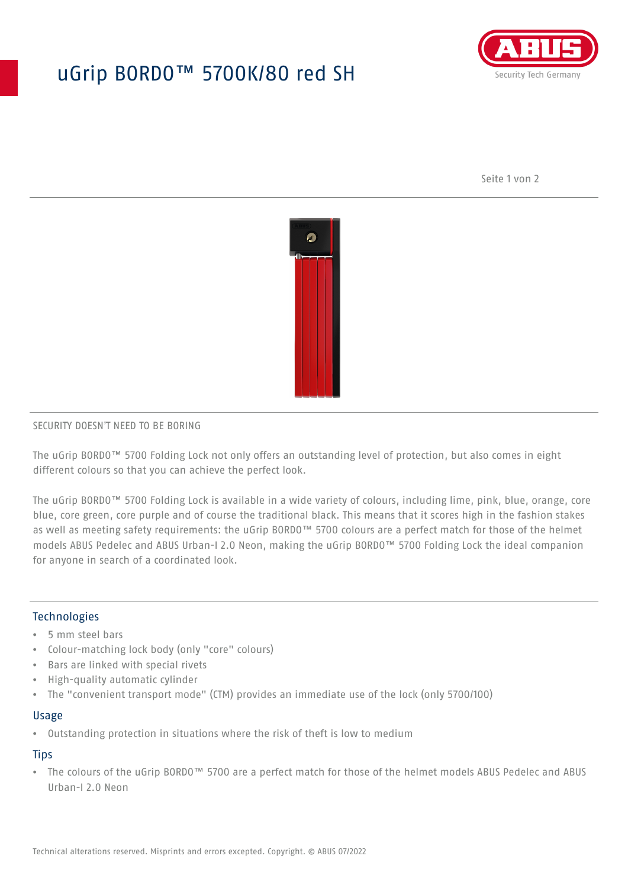# uGrip BORDO™ 5700K/80 red SH

SECURITY DOESN'T NEED TO BE BORING

The uGrip BORDO™ 5700 Folding Lock not only offers an outstanding level of protection, but also comes in eight different colours so that you can achieve the perfect look.

The uGrip BORDO™ 5700 Folding Lock is available in a wide variety of colours, including lime, pink, blue, orange, core blue, core green, core purple and of course the traditional black. This means that it scores high in the fashion stakes as well as meeting safety requirements: the uGrip BORDO™ 5700 colours are a perfect match for those of the helmet models ABUS Pedelec and ABUS Urban-I 2.0 Neon, making the uGrip BORDO™ 5700 Folding Lock the ideal companion for anyone in search of a coordinated look.

## Technologies

- 5 mm steel bars
- Colour-matching lock body (only "core" colours)
- Bars are linked with special rivets
- High-quality automatic cylinder
- The "convenient transport mode" (CTM) provides an immediate use of the lock (only 5700/100)

## Usage

- Outstanding protection in situations where the risk of theft is low to medium

## Tips

- The colours of the uGrip BORDO™ 5700 are a perfect match for those of the helmet models ABUS Pedelec and ABUS Urban-I 2.0 Neon

Technical alterations reserved. Misprints and errors excepted. Copyright. © ABUS 07/2022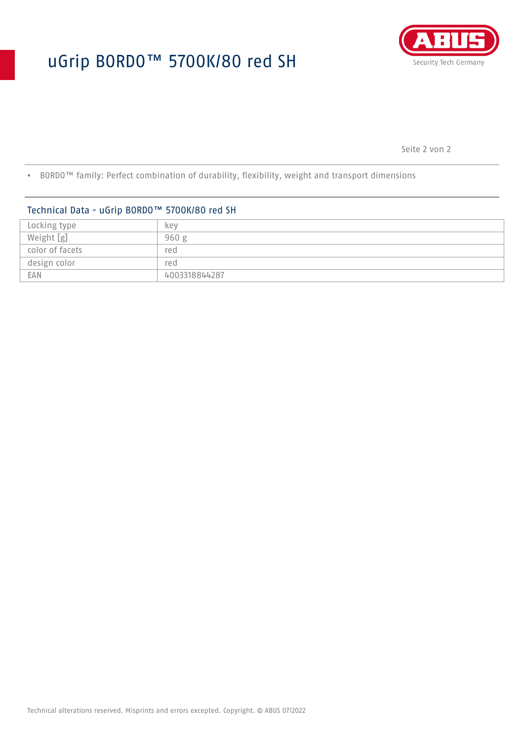- BORDO™ family: Perfect combination of durability, flexibility, weight and transport dimensions

## Technical Data - uGrip BORDO™ 5700K/80 red SH

| | |
|---|---|
| Locking type | key |
| Weight [g] | 960 g |
| color of facets | red |
| design color | red |
| EAN | 4003318844287 |

Technical alterations reserved. Misprints and errors excepted. Copyright. © ABUS 07/2022